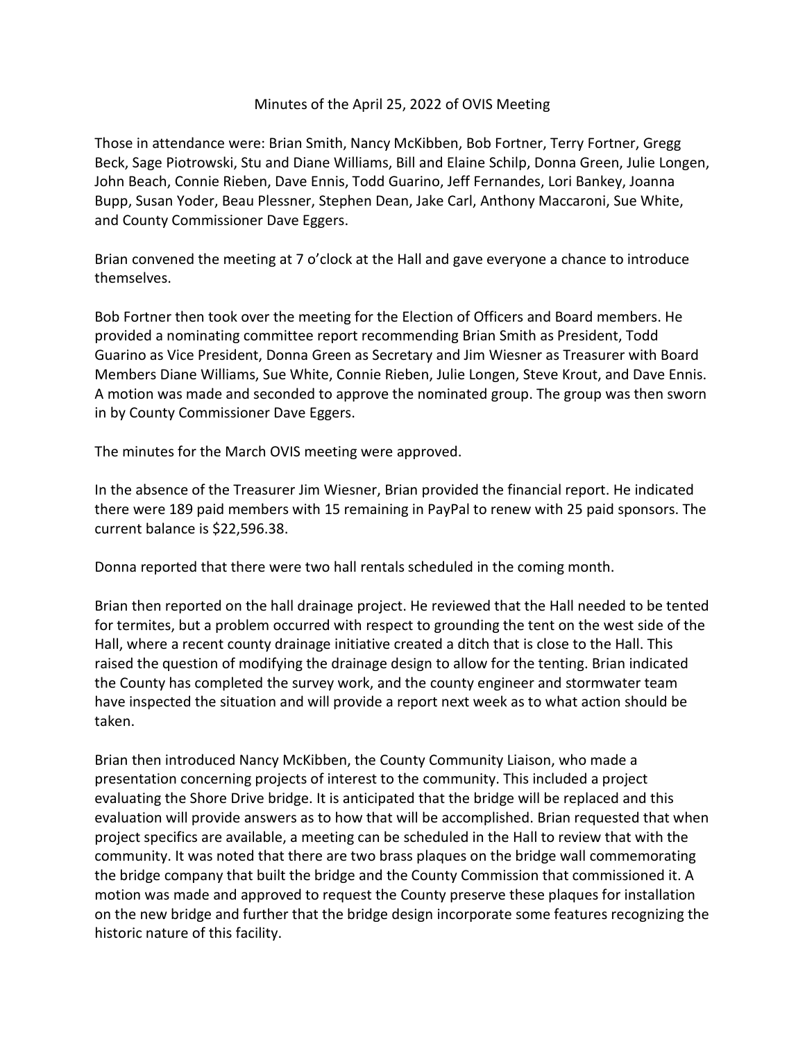Minutes of the April 25, 2022 of OVIS Meeting

Those in attendance were: Brian Smith, Nancy McKibben, Bob Fortner, Terry Fortner, Gregg Beck, Sage Piotrowski, Stu and Diane Williams, Bill and Elaine Schilp, Donna Green, Julie Longen, John Beach, Connie Rieben, Dave Ennis, Todd Guarino, Jeff Fernandes, Lori Bankey, Joanna Bupp, Susan Yoder, Beau Plessner, Stephen Dean, Jake Carl, Anthony Maccaroni, Sue White, and County Commissioner Dave Eggers.

Brian convened the meeting at 7 o'clock at the Hall and gave everyone a chance to introduce themselves.

Bob Fortner then took over the meeting for the Election of Officers and Board members. He provided a nominating committee report recommending Brian Smith as President, Todd Guarino as Vice President, Donna Green as Secretary and Jim Wiesner as Treasurer with Board Members Diane Williams, Sue White, Connie Rieben, Julie Longen, Steve Krout, and Dave Ennis. A motion was made and seconded to approve the nominated group. The group was then sworn in by County Commissioner Dave Eggers.

The minutes for the March OVIS meeting were approved.

In the absence of the Treasurer Jim Wiesner, Brian provided the financial report. He indicated there were 189 paid members with 15 remaining in PayPal to renew with 25 paid sponsors. The current balance is $22,596.38.

Donna reported that there were two hall rentals scheduled in the coming month.

Brian then reported on the hall drainage project. He reviewed that the Hall needed to be tented for termites, but a problem occurred with respect to grounding the tent on the west side of the Hall, where a recent county drainage initiative created a ditch that is close to the Hall. This raised the question of modifying the drainage design to allow for the tenting. Brian indicated the County has completed the survey work, and the county engineer and stormwater team have inspected the situation and will provide a report next week as to what action should be taken.

Brian then introduced Nancy McKibben, the County Community Liaison, who made a presentation concerning projects of interest to the community. This included a project evaluating the Shore Drive bridge. It is anticipated that the bridge will be replaced and this evaluation will provide answers as to how that will be accomplished. Brian requested that when project specifics are available, a meeting can be scheduled in the Hall to review that with the community. It was noted that there are two brass plaques on the bridge wall commemorating the bridge company that built the bridge and the County Commission that commissioned it. A motion was made and approved to request the County preserve these plaques for installation on the new bridge and further that the bridge design incorporate some features recognizing the historic nature of this facility.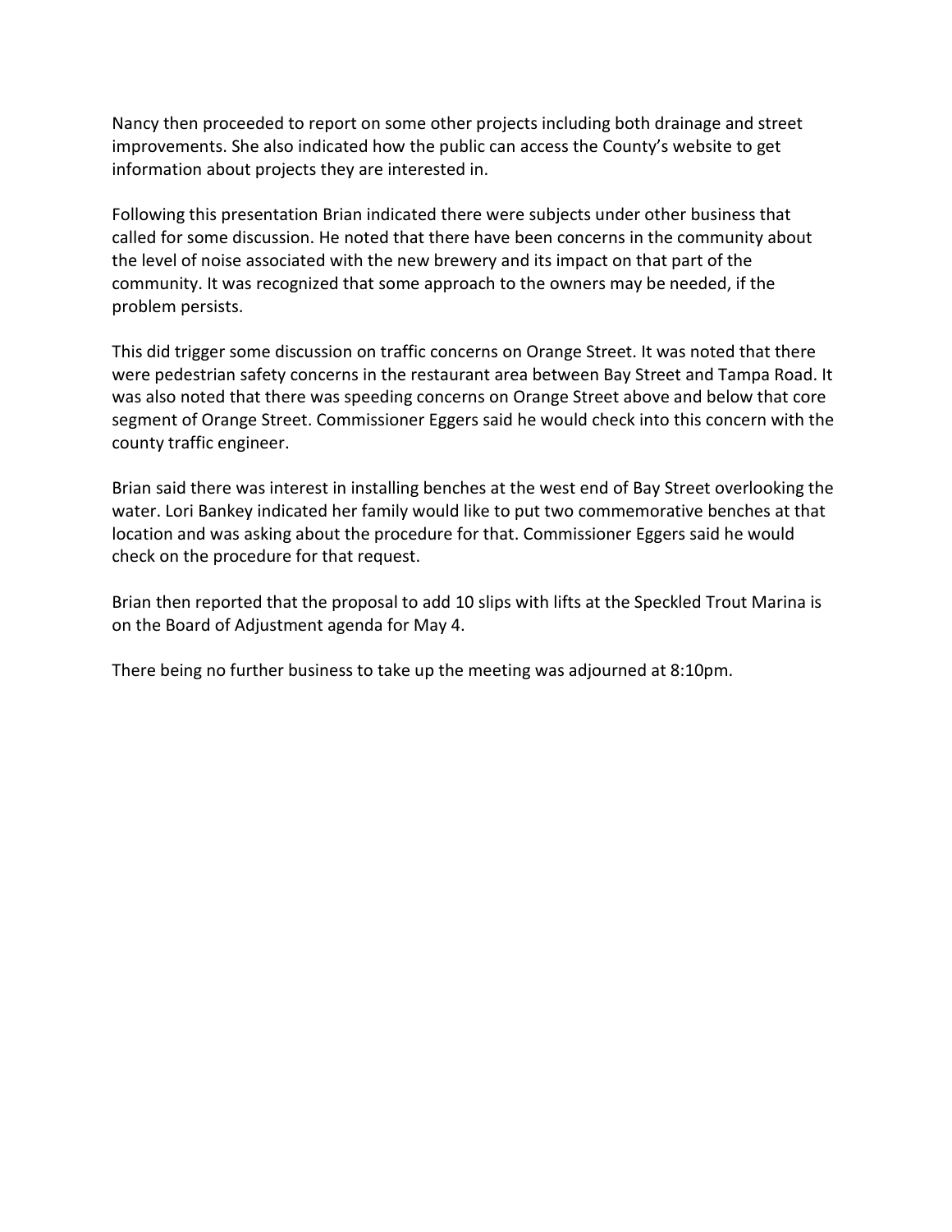Nancy then proceeded to report on some other projects including both drainage and street improvements. She also indicated how the public can access the County's website to get information about projects they are interested in.

Following this presentation Brian indicated there were subjects under other business that called for some discussion. He noted that there have been concerns in the community about the level of noise associated with the new brewery and its impact on that part of the community. It was recognized that some approach to the owners may be needed, if the problem persists.

This did trigger some discussion on traffic concerns on Orange Street. It was noted that there were pedestrian safety concerns in the restaurant area between Bay Street and Tampa Road. It was also noted that there was speeding concerns on Orange Street above and below that core segment of Orange Street. Commissioner Eggers said he would check into this concern with the county traffic engineer.

Brian said there was interest in installing benches at the west end of Bay Street overlooking the water. Lori Bankey indicated her family would like to put two commemorative benches at that location and was asking about the procedure for that. Commissioner Eggers said he would check on the procedure for that request.

Brian then reported that the proposal to add 10 slips with lifts at the Speckled Trout Marina is on the Board of Adjustment agenda for May 4.

There being no further business to take up the meeting was adjourned at 8:10pm.